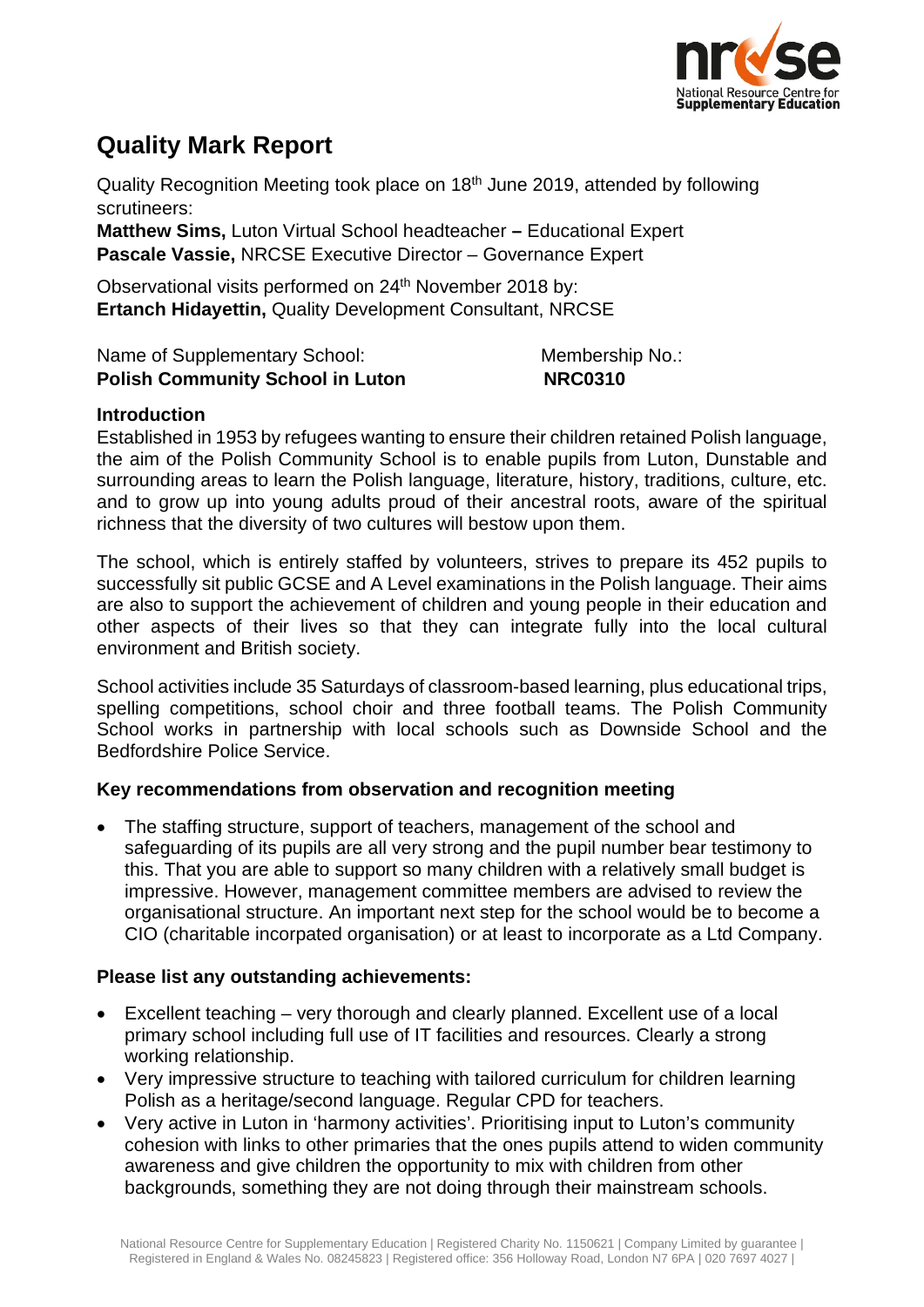# Quality Mark Report

Quality Recognition Meeting took place on 18th June 2019, attended by following scrutineers:
**Matthew Sims,** Luton Virtual School headteacher **–** Educational Expert
**Pascale Vassie,** NRCSE Executive Director – Governance Expert

Observational visits performed on 24th November 2018 by:
**Ertanch Hidayettin,** Quality Development Consultant, NRCSE

Name of Supplementary School: **Polish Community School in Luton**
Membership No.: **NRC0310**

## Introduction

Established in 1953 by refugees wanting to ensure their children retained Polish language, the aim of the Polish Community School is to enable pupils from Luton, Dunstable and surrounding areas to learn the Polish language, literature, history, traditions, culture, etc. and to grow up into young adults proud of their ancestral roots, aware of the spiritual richness that the diversity of two cultures will bestow upon them.

The school, which is entirely staffed by volunteers, strives to prepare its 452 pupils to successfully sit public GCSE and A Level examinations in the Polish language. Their aims are also to support the achievement of children and young people in their education and other aspects of their lives so that they can integrate fully into the local cultural environment and British society.

School activities include 35 Saturdays of classroom-based learning, plus educational trips, spelling competitions, school choir and three football teams. The Polish Community School works in partnership with local schools such as Downside School and the Bedfordshire Police Service.

## Key recommendations from observation and recognition meeting

- The staffing structure, support of teachers, management of the school and safeguarding of its pupils are all very strong and the pupil number bear testimony to this. That you are able to support so many children with a relatively small budget is impressive. However, management committee members are advised to review the organisational structure. An important next step for the school would be to become a CIO (charitable incorpated organisation) or at least to incorporate as a Ltd Company.

## Please list any outstanding achievements:

- Excellent teaching – very thorough and clearly planned. Excellent use of a local primary school including full use of IT facilities and resources. Clearly a strong working relationship.
- Very impressive structure to teaching with tailored curriculum for children learning Polish as a heritage/second language. Regular CPD for teachers.
- Very active in Luton in 'harmony activities'. Prioritising input to Luton's community cohesion with links to other primaries that the ones pupils attend to widen community awareness and give children the opportunity to mix with children from other backgrounds, something they are not doing through their mainstream schools.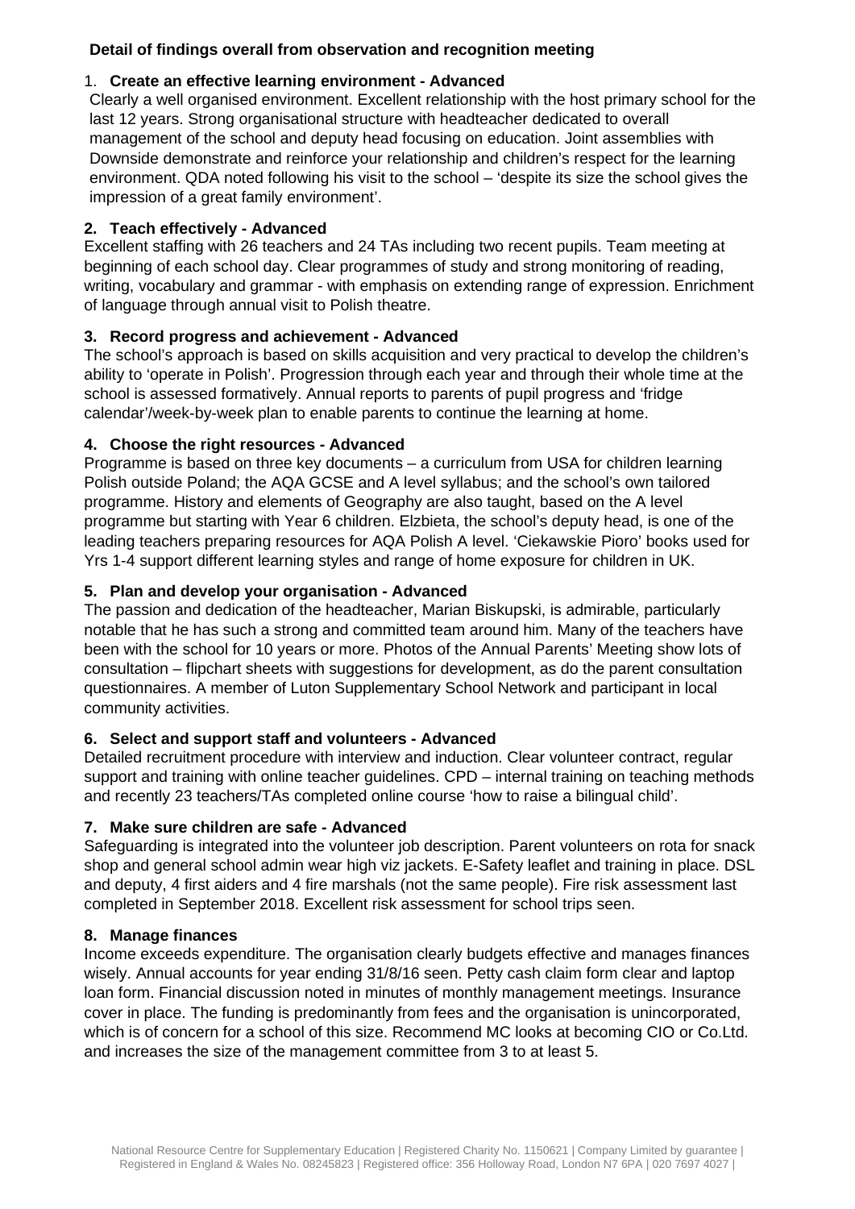**Detail of findings overall from observation and recognition meeting**

1. **Create an effective learning environment - Advanced**

Clearly a well organised environment. Excellent relationship with the host primary school for the last 12 years. Strong organisational structure with headteacher dedicated to overall management of the school and deputy head focusing on education. Joint assemblies with Downside demonstrate and reinforce your relationship and children's respect for the learning environment. QDA noted following his visit to the school – 'despite its size the school gives the impression of a great family environment'.

2. **Teach effectively - Advanced**

Excellent staffing with 26 teachers and 24 TAs including two recent pupils. Team meeting at beginning of each school day. Clear programmes of study and strong monitoring of reading, writing, vocabulary and grammar - with emphasis on extending range of expression. Enrichment of language through annual visit to Polish theatre.

3. **Record progress and achievement - Advanced**

The school's approach is based on skills acquisition and very practical to develop the children's ability to 'operate in Polish'. Progression through each year and through their whole time at the school is assessed formatively. Annual reports to parents of pupil progress and 'fridge calendar'/week-by-week plan to enable parents to continue the learning at home.

4. **Choose the right resources - Advanced**

Programme is based on three key documents – a curriculum from USA for children learning Polish outside Poland; the AQA GCSE and A level syllabus; and the school's own tailored programme. History and elements of Geography are also taught, based on the A level programme but starting with Year 6 children. Elzbieta, the school's deputy head, is one of the leading teachers preparing resources for AQA Polish A level. 'Ciekawskie Pioro' books used for Yrs 1-4 support different learning styles and range of home exposure for children in UK.

5. **Plan and develop your organisation - Advanced**

The passion and dedication of the headteacher, Marian Biskupski, is admirable, particularly notable that he has such a strong and committed team around him. Many of the teachers have been with the school for 10 years or more. Photos of the Annual Parents' Meeting show lots of consultation – flipchart sheets with suggestions for development, as do the parent consultation questionnaires. A member of Luton Supplementary School Network and participant in local community activities.

6. **Select and support staff and volunteers - Advanced**

Detailed recruitment procedure with interview and induction. Clear volunteer contract, regular support and training with online teacher guidelines. CPD – internal training on teaching methods and recently 23 teachers/TAs completed online course 'how to raise a bilingual child'.

7. **Make sure children are safe - Advanced**

Safeguarding is integrated into the volunteer job description. Parent volunteers on rota for snack shop and general school admin wear high viz jackets. E-Safety leaflet and training in place. DSL and deputy, 4 first aiders and 4 fire marshals (not the same people). Fire risk assessment last completed in September 2018. Excellent risk assessment for school trips seen.

8. **Manage finances**

Income exceeds expenditure. The organisation clearly budgets effective and manages finances wisely. Annual accounts for year ending 31/8/16 seen. Petty cash claim form clear and laptop loan form. Financial discussion noted in minutes of monthly management meetings. Insurance cover in place. The funding is predominantly from fees and the organisation is unincorporated, which is of concern for a school of this size. Recommend MC looks at becoming CIO or Co.Ltd. and increases the size of the management committee from 3 to at least 5.

National Resource Centre for Supplementary Education | Registered Charity No. 1150621 | Company Limited by guarantee | Registered in England & Wales No. 08245823 | Registered office: 356 Holloway Road, London N7 6PA | 020 7697 4027 |